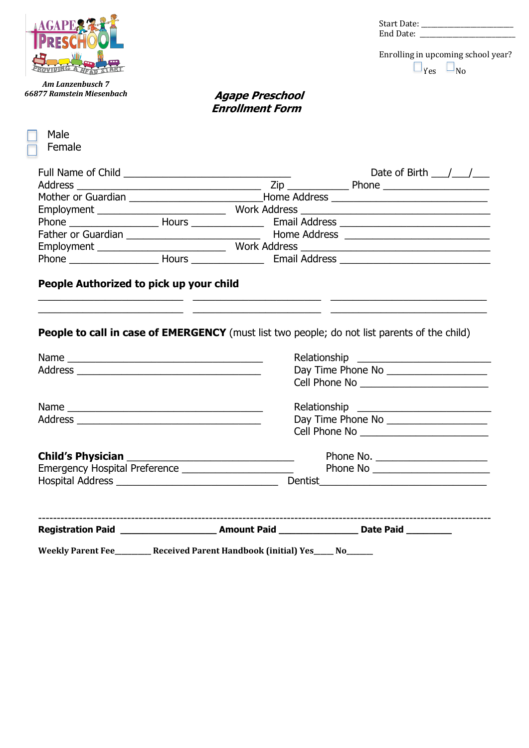*Am Lanzenbusch 7*
*66877 Ramstein Miesenbach*

Start Date: ________________________
End Date: ________________________

Enrolling in upcoming school year?
☐ Yes ☐ No

# *Agape Preschool Enrollment Form*

☐ Male
☐ Female

Full Name of Child ______________________________ Date of Birth ___/___/___
Address ______________________________ Zip ___________ Phone ________________
Mother or Guardian ______________________Home Address ____________________________
Employment _______________________ Work Address ______________________________
Phone ________________ Hours _____________ Email Address __________________________
Father or Guardian ________________________ Home Address ___________________________
Employment _______________________ Work Address ______________________________
Phone ________________ Hours _____________ Email Address __________________________

**People Authorized to pick up your child**

__________________________ _______________________ ____________________________
__________________________ _______________________ ____________________________

**People to call in case of EMERGENCY** (must list two people; do not list parents of the child)

Name ___________________________________ Relationship ______________________
Address _________________________________ Day Time Phone No __________________
Cell Phone No _______________________

Name ___________________________________ Relationship ______________________
Address _________________________________ Day Time Phone No __________________
Cell Phone No _______________________

**Child's Physician** ______________________________ Phone No. ____________________
Emergency Hospital Preference ____________________ Phone No _____________________
Hospital Address _____________________________ Dentist______________________________

---

**Registration Paid** __________________ **Amount Paid** _______________ **Date Paid** ________

**Weekly Parent Fee**________ **Received Parent Handbook (initial) Yes**_____ **No**______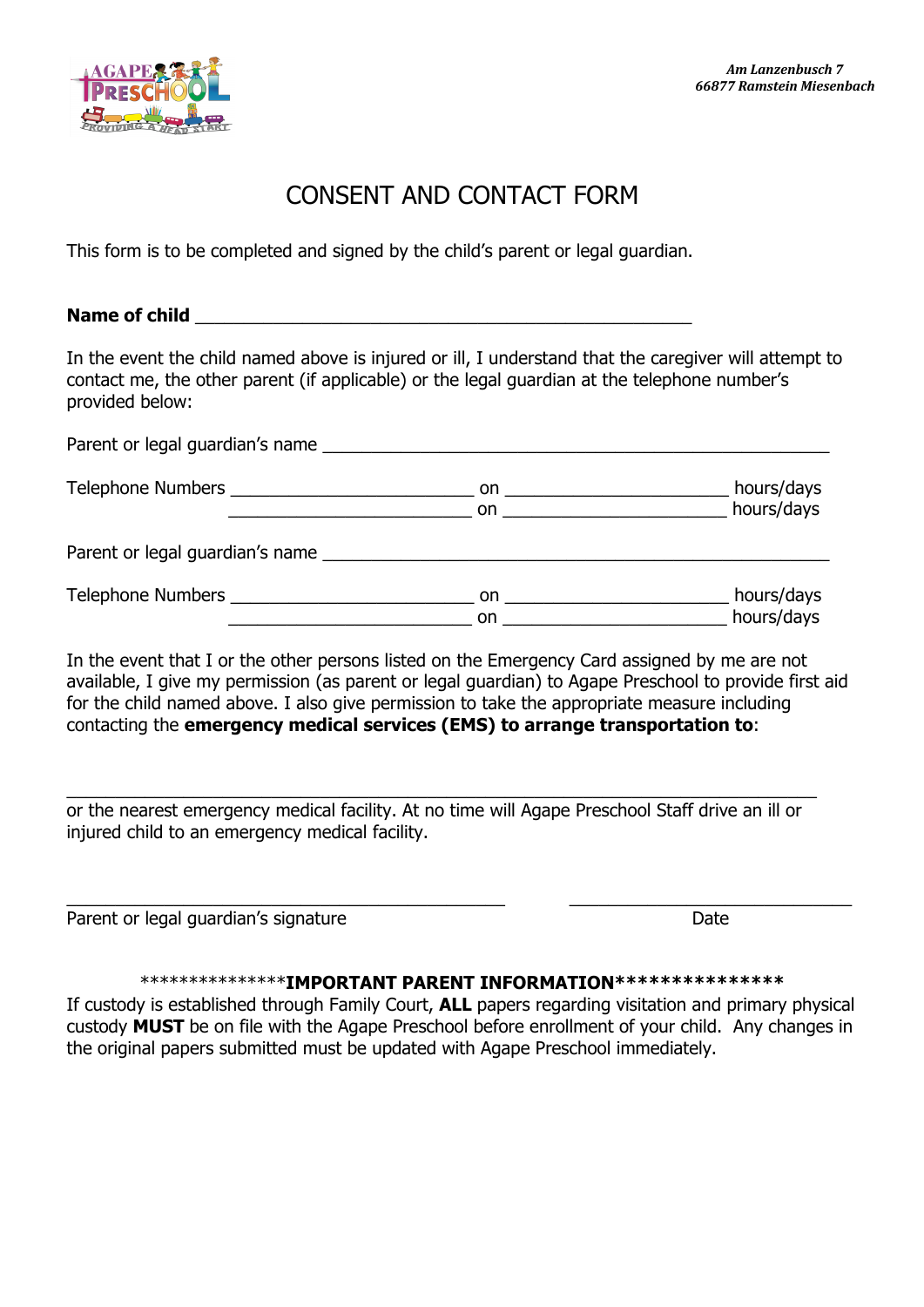*Am Lanzenbusch 7*
*66877 Ramstein Miesenbach*

# CONSENT AND CONTACT FORM

This form is to be completed and signed by the child's parent or legal guardian.

**Name of child** ____________________________________________________

In the event the child named above is injured or ill, I understand that the caregiver will attempt to contact me, the other parent (if applicable) or the legal guardian at the telephone number's provided below:

Parent or legal guardian's name ____________________________________________________

Telephone Numbers _______________________ on _____________________ hours/days
_______________________ on _____________________ hours/days

Parent or legal guardian's name ____________________________________________________

Telephone Numbers _______________________ on _____________________ hours/days
_______________________ on _____________________ hours/days

In the event that I or the other persons listed on the Emergency Card assigned by me are not available, I give my permission (as parent or legal guardian) to Agape Preschool to provide first aid for the child named above. I also give permission to take the appropriate measure including contacting the **emergency medical services (EMS) to arrange transportation to**:

_____________________________________________________________________________
or the nearest emergency medical facility. At no time will Agape Preschool Staff drive an ill or injured child to an emergency medical facility.

____________________________________________ ____________________________
Parent or legal guardian's signature Date

***************IMPORTANT PARENT INFORMATION***************

If custody is established through Family Court, **ALL** papers regarding visitation and primary physical custody **MUST** be on file with the Agape Preschool before enrollment of your child. Any changes in the original papers submitted must be updated with Agape Preschool immediately.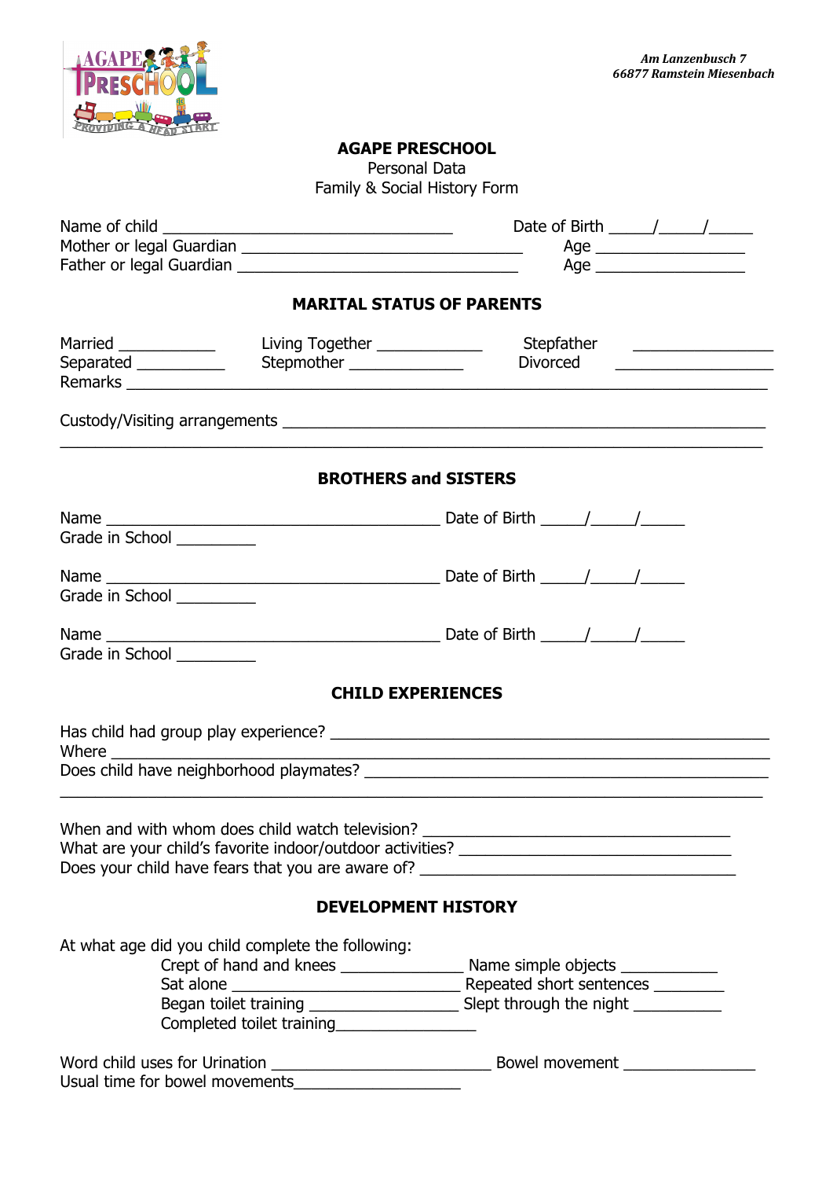Am Lanzenbusch 7
66877 Ramstein Miesenbach

## AGAPE PRESCHOOL

Personal Data
Family & Social History Form

Name of child ________________________________ Date of Birth _____/_____/_____
Mother or legal Guardian ________________________________ Age _________________
Father or legal Guardian ________________________________ Age _________________

### MARITAL STATUS OF PARENTS

Married ___________ Living Together ____________ Stepfather _______________
Separated __________ Stepmother _____________ Divorced _________________
Remarks ______________________________________________________________________

Custody/Visiting arrangements ______________________________________________________
______________________________________________________________________________

### BROTHERS and SISTERS

Name ______________________________________ Date of Birth _____/_____/_____
Grade in School _________

Name ______________________________________ Date of Birth _____/_____/_____
Grade in School _________

Name ______________________________________ Date of Birth _____/_____/_____
Grade in School _________

### CHILD EXPERIENCES

Has child had group play experience? _________________________________________________
Where ________________________________________________________________________
Does child have neighborhood playmates? ______________________________________________
______________________________________________________________________________

When and with whom does child watch television? ____________________________________
What are your child's favorite indoor/outdoor activities? ______________________________
Does your child have fears that you are aware of? ____________________________________

### DEVELOPMENT HISTORY

At what age did you child complete the following:

Crept of hand and knees ______________ Name simple objects ___________
Sat alone ____________________________ Repeated short sentences ________
Began toilet training _________________ Slept through the night __________
Completed toilet training________________

Word child uses for Urination ________________________ Bowel movement _______________
Usual time for bowel movements___________________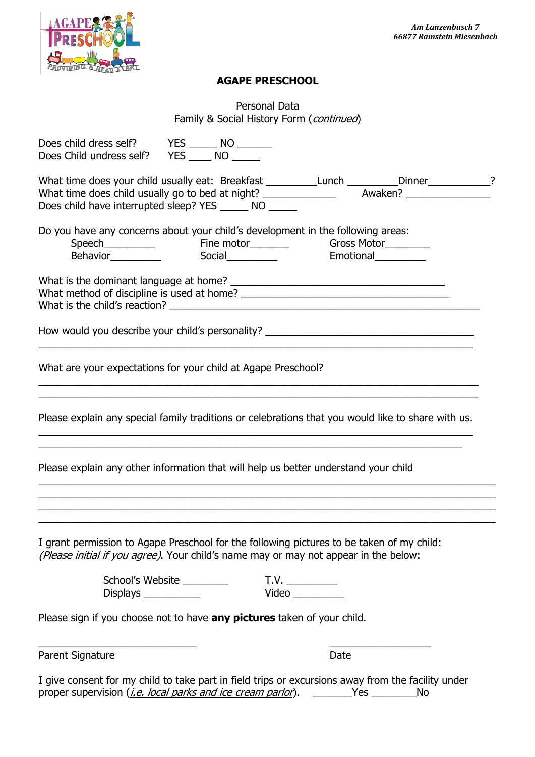Am Lanzenbusch 7
66877 Ramstein Miesenbach

# AGAPE PRESCHOOL

Personal Data
Family & Social History Form (*continued*)

Does child dress self? YES _____ NO ______
Does Child undress self? YES ____ NO _____

What time does your child usually eat: Breakfast _________Lunch _________Dinner___________?
What time does child usually go to bed at night? _____________ Awaken? _______________
Does child have interrupted sleep? YES _____ NO _____

Do you have any concerns about your child's development in the following areas:

Speech_________ Fine motor_______ Gross Motor________
Behavior_________ Social_________ Emotional_________

What is the dominant language at home? ______________________________________
What method of discipline is used at home? ______________________________________
What is the child's reaction? ________________________________________________________

How would you describe your child's personality? _____________________________________
_______________________________________________________________________________

What are your expectations for your child at Agape Preschool?
_______________________________________________________________________________
_______________________________________________________________________________

Please explain any special family traditions or celebrations that you would like to share with us.
_______________________________________________________________________________
_______________________________________________________________________________

Please explain any other information that will help us better understand your child
_______________________________________________________________________________
_______________________________________________________________________________
_______________________________________________________________________________
_______________________________________________________________________________

I grant permission to Agape Preschool for the following pictures to be taken of my child: *(Please initial if you agree)*. Your child's name may or may not appear in the below:

School's Website ________ T.V. _________
Displays __________ Video _________

Please sign if you choose not to have **any pictures** taken of your child.

_____________________________ ___________________
Parent Signature Date

I give consent for my child to take part in field trips or excursions away from the facility under proper supervision (*i.e. local parks and ice cream parlor*). _______Yes ________No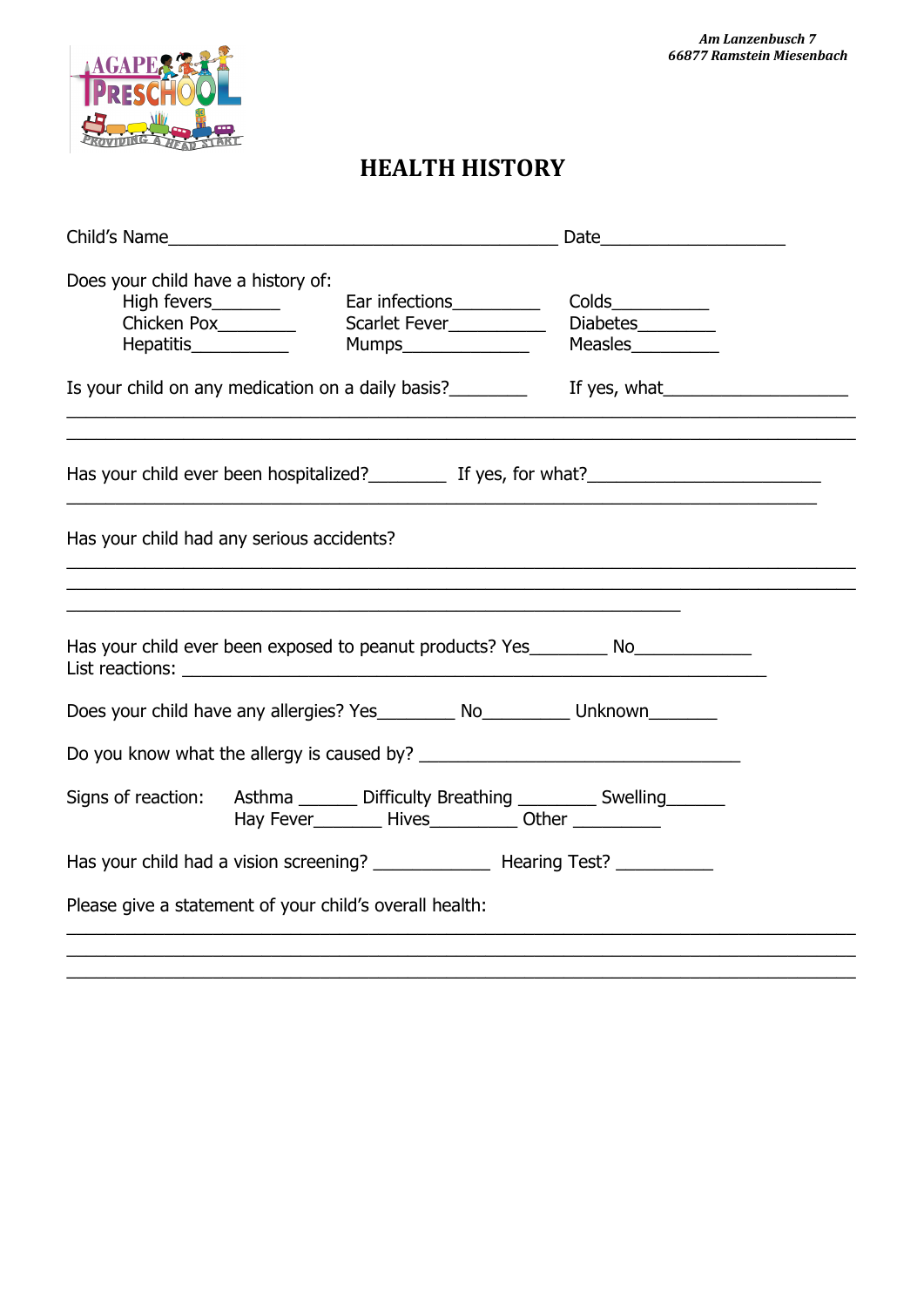*Am Lanzenbusch 7*
*66877 Ramstein Miesenbach*

# HEALTH HISTORY

Child's Name__________________________________________ Date____________________

Does your child have a history of:

High fevers_______ Ear infections_________ Colds__________
Chicken Pox________ Scarlet Fever__________ Diabetes________
Hepatitis__________ Mumps_____________ Measles_________

Is your child on any medication on a daily basis?________ If yes, what____________________
______________________________________________________________________________________
______________________________________________________________________________________

Has your child ever been hospitalized?________ If yes, for what?________________________
______________________________________________________________________________________

Has your child had any serious accidents?
______________________________________________________________________________________
______________________________________________________________________________________
_________________________________________________________________

Has your child ever been exposed to peanut products? Yes________ No____________
List reactions: ___________________________________________________________

Does your child have any allergies? Yes________ No_________ Unknown_______

Do you know what the allergy is caused by? __________________________________

Signs of reaction: Asthma ______ Difficulty Breathing ________ Swelling______
Hay Fever_______ Hives_________ Other _________

Has your child had a vision screening? ____________ Hearing Test? __________

Please give a statement of your child's overall health:
______________________________________________________________________________________
______________________________________________________________________________________
______________________________________________________________________________________